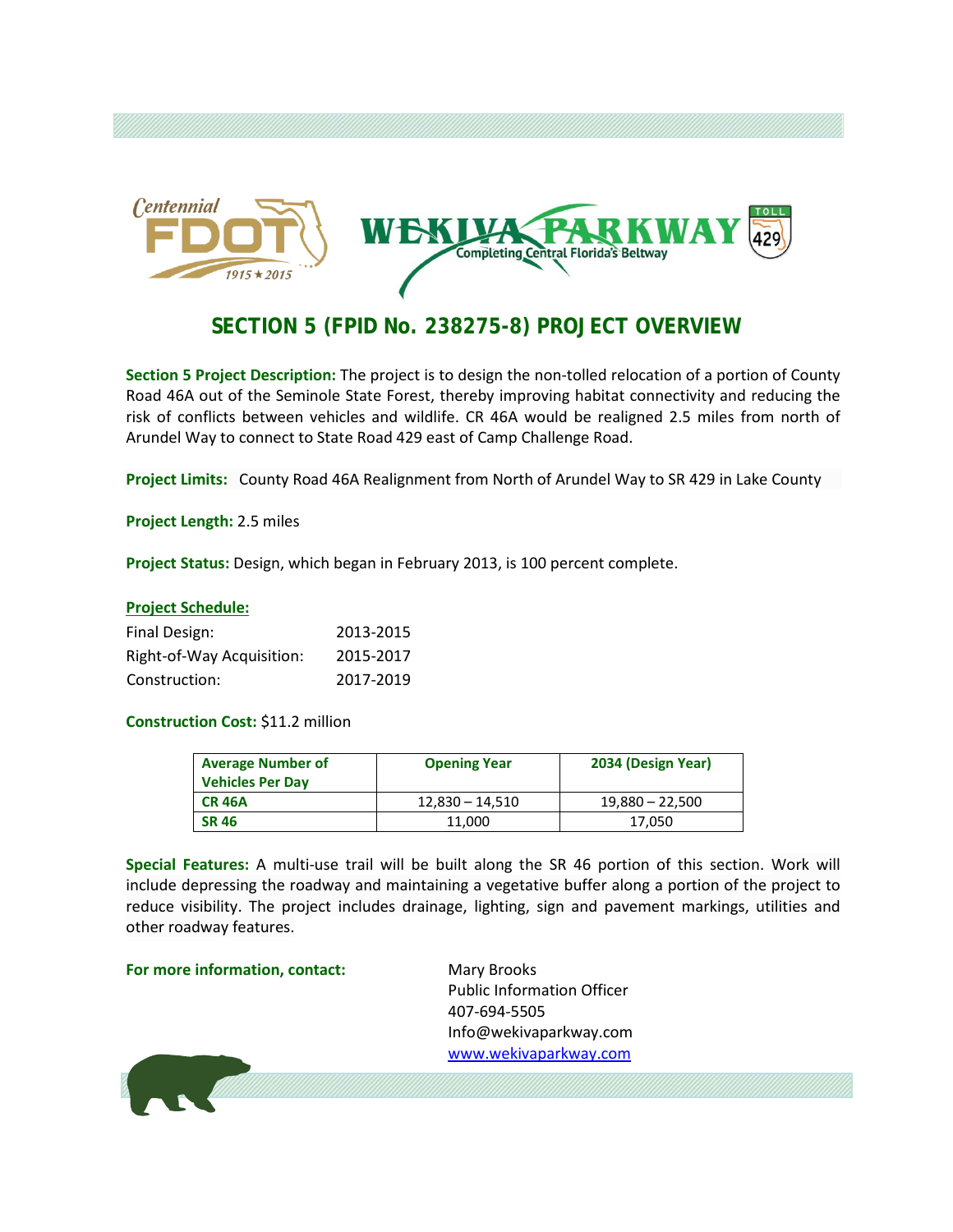# SECTION 5 (FPID No. 238275-8) PROJECT OVERVIEW

**Section 5 Project Description:** The project is to design the non-tolled relocation of a portion of County Road 46A out of the Seminole State Forest, thereby improving habitat connectivity and reducing the risk of conflicts between vehicles and wildlife. CR 46A would be realigned 2.5 miles from north of Arundel Way to connect to State Road 429 east of Camp Challenge Road.

**Project Limits:** County Road 46A Realignment from North of Arundel Way to SR 429 in Lake County

**Project Length:** 2.5 miles

**Project Status:** Design, which began in February 2013, is 100 percent complete.

**Project Schedule:**

| | |
|---|---|
| Final Design: | 2013-2015 |
| Right-of-Way Acquisition: | 2015-2017 |
| Construction: | 2017-2019 |

**Construction Cost:** $11.2 million

| Average Number of Vehicles Per Day | Opening Year | 2034 (Design Year) |
|---|---|---|
| CR 46A | 12,830 – 14,510 | 19,880 – 22,500 |
| SR 46 | 11,000 | 17,050 |

**Special Features:** A multi-use trail will be built along the SR 46 portion of this section. Work will include depressing the roadway and maintaining a vegetative buffer along a portion of the project to reduce visibility. The project includes drainage, lighting, sign and pavement markings, utilities and other roadway features.

**For more information, contact:**

Mary Brooks
Public Information Officer
407-694-5505
Info@wekivaparkway.com
www.wekivaparkway.com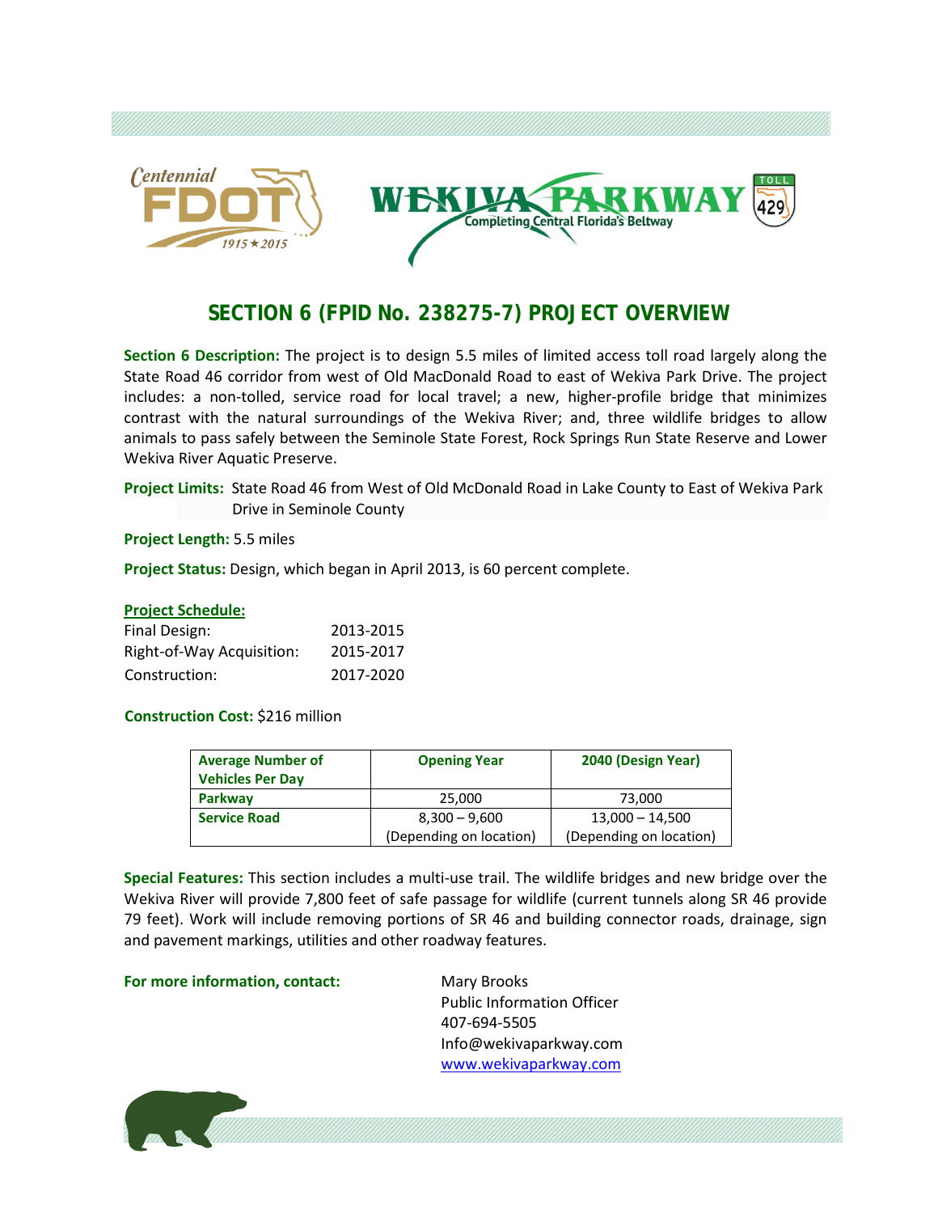Centennial FDOT 1915★2015

WEKIVA PARKWAY Completing Central Florida's Beltway

TOLL 429

## SECTION 6 (FPID No. 238275-7) PROJECT OVERVIEW

**Section 6 Description:** The project is to design 5.5 miles of limited access toll road largely along the State Road 46 corridor from west of Old MacDonald Road to east of Wekiva Park Drive. The project includes: a non-tolled, service road for local travel; a new, higher-profile bridge that minimizes contrast with the natural surroundings of the Wekiva River; and, three wildlife bridges to allow animals to pass safely between the Seminole State Forest, Rock Springs Run State Reserve and Lower Wekiva River Aquatic Preserve.

**Project Limits:** State Road 46 from West of Old McDonald Road in Lake County to East of Wekiva Park Drive in Seminole County

**Project Length:** 5.5 miles

**Project Status:** Design, which began in April 2013, is 60 percent complete.

**Project Schedule:**

| | |
|---|---|
| Final Design: | 2013-2015 |
| Right-of-Way Acquisition: | 2015-2017 |
| Construction: | 2017-2020 |

**Construction Cost:** $216 million

| Average Number of Vehicles Per Day | Opening Year | 2040 (Design Year) |
|---|---|---|
| Parkway | 25,000 | 73,000 |
| Service Road | 8,300 – 9,600 (Depending on location) | 13,000 – 14,500 (Depending on location) |

**Special Features:** This section includes a multi-use trail. The wildlife bridges and new bridge over the Wekiva River will provide 7,800 feet of safe passage for wildlife (current tunnels along SR 46 provide 79 feet). Work will include removing portions of SR 46 and building connector roads, drainage, sign and pavement markings, utilities and other roadway features.

**For more information, contact:**

Mary Brooks
Public Information Officer
407-694-5505
Info@wekivaparkway.com
www.wekivaparkway.com